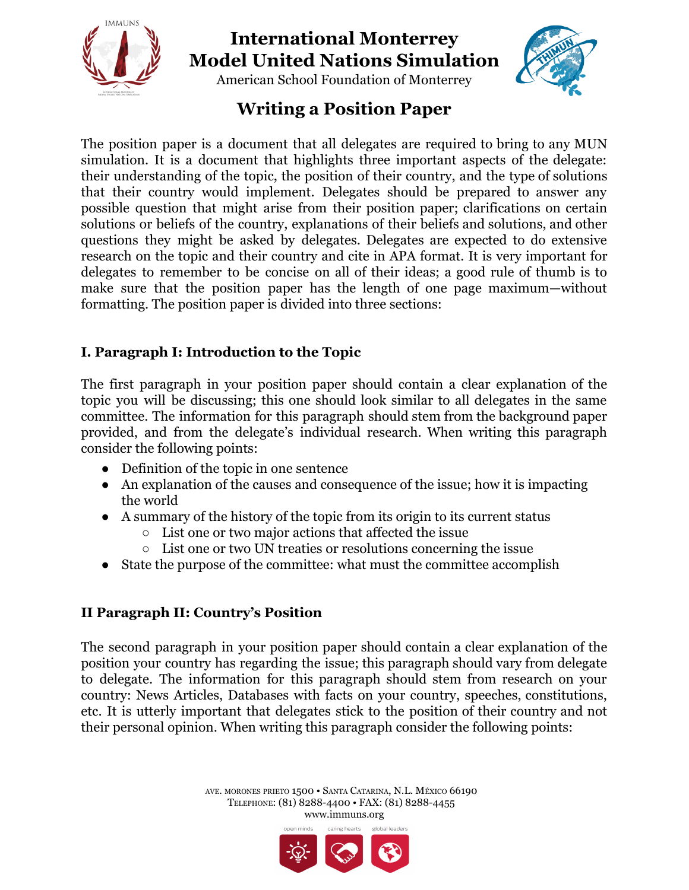# International Monterrey Model United Nations Simulation

American School Foundation of Monterrey

## Writing a Position Paper

The position paper is a document that all delegates are required to bring to any MUN simulation. It is a document that highlights three important aspects of the delegate: their understanding of the topic, the position of their country, and the type of solutions that their country would implement. Delegates should be prepared to answer any possible question that might arise from their position paper; clarifications on certain solutions or beliefs of the country, explanations of their beliefs and solutions, and other questions they might be asked by delegates. Delegates are expected to do extensive research on the topic and their country and cite in APA format. It is very important for delegates to remember to be concise on all of their ideas; a good rule of thumb is to make sure that the position paper has the length of one page maximum—without formatting. The position paper is divided into three sections:

### I. Paragraph I: Introduction to the Topic

The first paragraph in your position paper should contain a clear explanation of the topic you will be discussing; this one should look similar to all delegates in the same committee. The information for this paragraph should stem from the background paper provided, and from the delegate's individual research. When writing this paragraph consider the following points:

- Definition of the topic in one sentence
- An explanation of the causes and consequence of the issue; how it is impacting the world
- A summary of the history of the topic from its origin to its current status
  - List one or two major actions that affected the issue
  - List one or two UN treaties or resolutions concerning the issue
- State the purpose of the committee: what must the committee accomplish

### II Paragraph II: Country's Position

The second paragraph in your position paper should contain a clear explanation of the position your country has regarding the issue; this paragraph should vary from delegate to delegate. The information for this paragraph should stem from research on your country: News Articles, Databases with facts on your country, speeches, constitutions, etc. It is utterly important that delegates stick to the position of their country and not their personal opinion. When writing this paragraph consider the following points: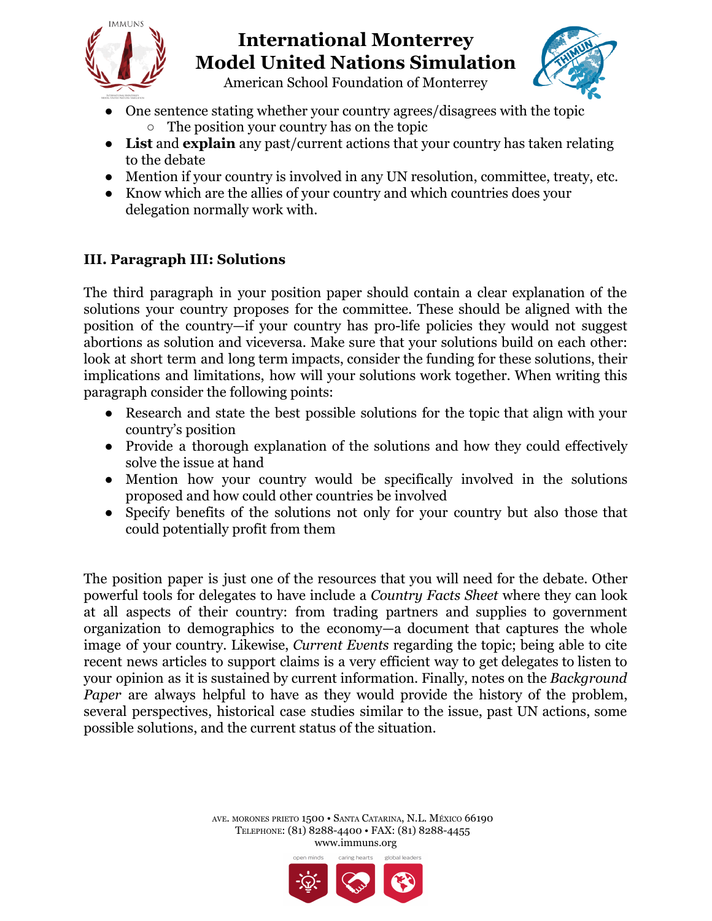- One sentence stating whether your country agrees/disagrees with the topic
    - The position your country has on the topic
- **List** and **explain** any past/current actions that your country has taken relating to the debate
- Mention if your country is involved in any UN resolution, committee, treaty, etc.
- Know which are the allies of your country and which countries does your delegation normally work with.

### III. Paragraph III: Solutions

The third paragraph in your position paper should contain a clear explanation of the solutions your country proposes for the committee. These should be aligned with the position of the country—if your country has pro-life policies they would not suggest abortions as solution and viceversa. Make sure that your solutions build on each other: look at short term and long term impacts, consider the funding for these solutions, their implications and limitations, how will your solutions work together. When writing this paragraph consider the following points:

- Research and state the best possible solutions for the topic that align with your country's position
- Provide a thorough explanation of the solutions and how they could effectively solve the issue at hand
- Mention how your country would be specifically involved in the solutions proposed and how could other countries be involved
- Specify benefits of the solutions not only for your country but also those that could potentially profit from them

The position paper is just one of the resources that you will need for the debate. Other powerful tools for delegates to have include a *Country Facts Sheet* where they can look at all aspects of their country: from trading partners and supplies to government organization to demographics to the economy—a document that captures the whole image of your country. Likewise, *Current Events* regarding the topic; being able to cite recent news articles to support claims is a very efficient way to get delegates to listen to your opinion as it is sustained by current information. Finally, notes on the *Background Paper* are always helpful to have as they would provide the history of the problem, several perspectives, historical case studies similar to the issue, past UN actions, some possible solutions, and the current status of the situation.